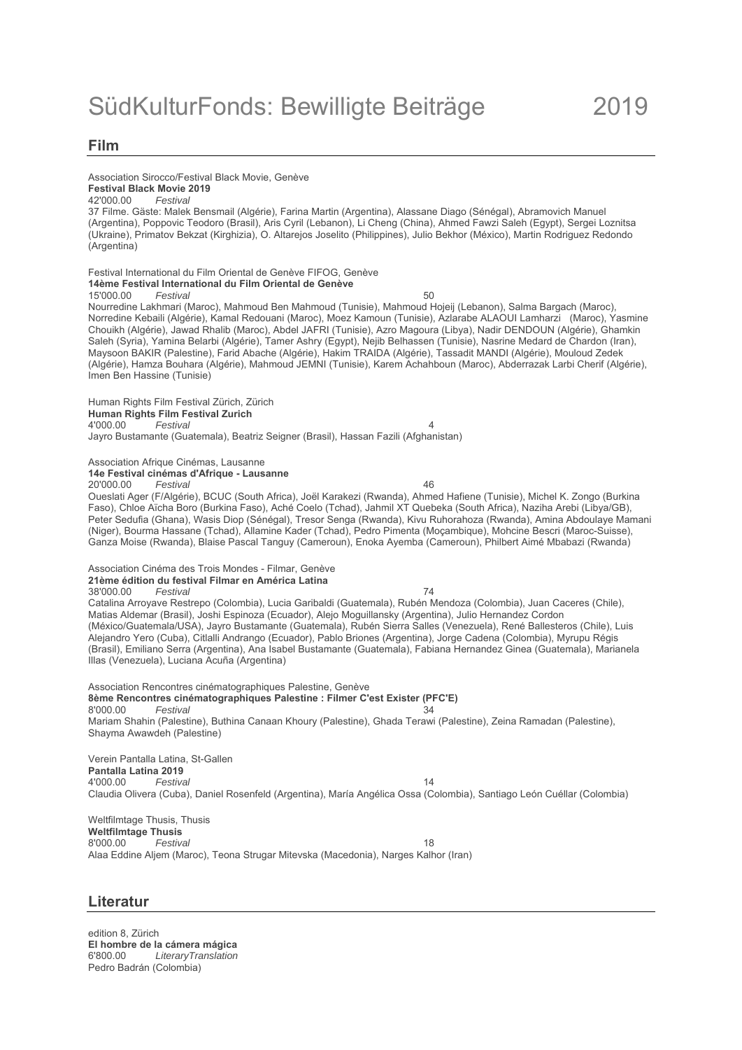# SüdKulturFonds: Bewilligte Beiträge 2019

## Film

Association Sirocco/Festival Black Movie, Genève
**Festival Black Movie 2019**
42'000.00 *Festival*
37 Filme. Gäste: Malek Bensmail (Algérie), Farina Martin (Argentina), Alassane Diago (Sénégal), Abramovich Manuel (Argentina), Poppovic Teodoro (Brasil), Aris Cyril (Lebanon), Li Cheng (China), Ahmed Fawzi Saleh (Egypt), Sergei Loznitsa (Ukraine), Primatov Bekzat (Kirghizia), O. Altarejos Joselito (Philippines), Julio Bekhor (México), Martin Rodriguez Redondo (Argentina)

Festival International du Film Oriental de Genève FIFOG, Genève
**14ème Festival International du Film Oriental de Genève**
15'000.00 *Festival* 50
Nourredine Lakhmari (Maroc), Mahmoud Ben Mahmoud (Tunisie), Mahmoud Hojeij (Lebanon), Salma Bargach (Maroc), Norredine Kebaili (Algérie), Kamal Redouani (Maroc), Moez Kamoun (Tunisie), Azlarabe ALAOUI Lamharzi (Maroc), Yasmine Chouikh (Algérie), Jawad Rhalib (Maroc), Abdel JAFRI (Tunisie), Azro Magoura (Libya), Nadir DENDOUN (Algérie), Ghamkin Saleh (Syria), Yamina Belarbi (Algérie), Tamer Ashry (Egypt), Nejib Belhassen (Tunisie), Nasrine Medard de Chardon (Iran), Maysoon BAKIR (Palestine), Farid Abache (Algérie), Hakim TRAIDA (Algérie), Tassadit MANDI (Algérie), Mouloud Zedek (Algérie), Hamza Bouhara (Algérie), Mahmoud JEMNI (Tunisie), Karem Achahboun (Maroc), Abderrazak Larbi Cherif (Algérie), Imen Ben Hassine (Tunisie)

Human Rights Film Festival Zürich, Zürich
**Human Rights Film Festival Zurich**
4'000.00 *Festival* 4
Jayro Bustamante (Guatemala), Beatriz Seigner (Brasil), Hassan Fazili (Afghanistan)

Association Afrique Cinémas, Lausanne
**14e Festival cinémas d'Afrique - Lausanne**
20'000.00 *Festival* 46
Oueslati Ager (F/Algérie), BCUC (South Africa), Joël Karakezi (Rwanda), Ahmed Hafiene (Tunisie), Michel K. Zongo (Burkina Faso), Chloe Aïcha Boro (Burkina Faso), Aché Coelo (Tchad), Jahmil XT Quebeka (South Africa), Naziha Arebi (Libya/GB), Peter Sedufia (Ghana), Wasis Diop (Sénégal), Tresor Senga (Rwanda), Kivu Ruhorahoza (Rwanda), Amina Abdoulaye Mamani (Niger), Bourma Hassane (Tchad), Allamine Kader (Tchad), Pedro Pimenta (Moçambique), Mohcine Bescri (Maroc-Suisse), Ganza Moise (Rwanda), Blaise Pascal Tanguy (Cameroun), Enoka Ayemba (Cameroun), Philbert Aimé Mbabazi (Rwanda)

Association Cinéma des Trois Mondes - Filmar, Genève
**21ème édition du festival Filmar en América Latina**
38'000.00 *Festival* 74
Catalina Arroyave Restrepo (Colombia), Lucia Garibaldi (Guatemala), Rubén Mendoza (Colombia), Juan Caceres (Chile), Matias Aldemar (Brasil), Joshi Espinoza (Ecuador), Alejo Moguillansky (Argentina), Julio Hernandez Cordon (México/Guatemala/USA), Jayro Bustamante (Guatemala), Rubén Sierra Salles (Venezuela), René Ballesteros (Chile), Luis Alejandro Yero (Cuba), Citlalli Andrango (Ecuador), Pablo Briones (Argentina), Jorge Cadena (Colombia), Myrupu Régis (Brasil), Emiliano Serra (Argentina), Ana Isabel Bustamante (Guatemala), Fabiana Hernandez Ginea (Guatemala), Marianela Illas (Venezuela), Luciana Acuña (Argentina)

Association Rencontres cinématographiques Palestine, Genève
**8ème Rencontres cinématographiques Palestine : Filmer C'est Exister (PFC'E)**
8'000.00 *Festival* 34
Mariam Shahin (Palestine), Buthina Canaan Khoury (Palestine), Ghada Terawi (Palestine), Zeina Ramadan (Palestine), Shayma Awawdeh (Palestine)

Verein Pantalla Latina, St-Gallen
**Pantalla Latina 2019**
4'000.00 *Festival* 14
Claudia Olivera (Cuba), Daniel Rosenfeld (Argentina), María Angélica Ossa (Colombia), Santiago León Cuéllar (Colombia)

Weltfilmtage Thusis, Thusis
**Weltfilmtage Thusis**
8'000.00 *Festival* 18
Alaa Eddine Aljem (Maroc), Teona Strugar Mitevska (Macedonia), Narges Kalhor (Iran)

## Literatur

edition 8, Zürich
**El hombre de la cámera mágica**
6'800.00 *LiteraryTranslation*
Pedro Badrán (Colombia)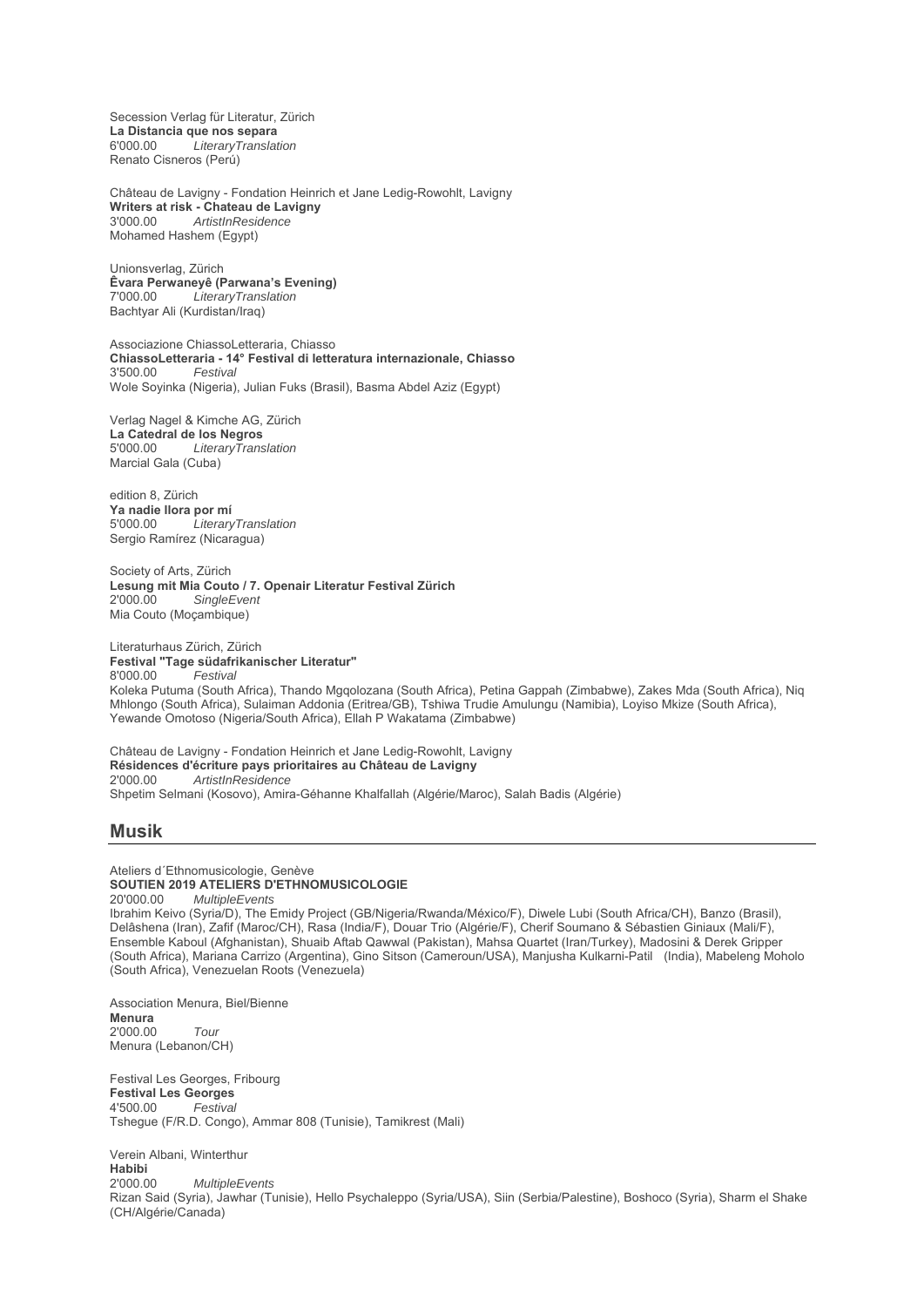Secession Verlag für Literatur, Zürich
**La Distancia que nos separa**
6'000.00 *LiteraryTranslation*
Renato Cisneros (Perú)

Château de Lavigny - Fondation Heinrich et Jane Ledig-Rowohlt, Lavigny
**Writers at risk - Chateau de Lavigny**
3'000.00 *ArtistInResidence*
Mohamed Hashem (Egypt)

Unionsverlag, Zürich
**Êvara Perwaneyê (Parwana's Evening)**
7'000.00 *LiteraryTranslation*
Bachtyar Ali (Kurdistan/Iraq)

Associazione ChiassoLetteraria, Chiasso
**ChiassoLetteraria - 14° Festival di letteratura internazionale, Chiasso**
3'500.00 *Festival*
Wole Soyinka (Nigeria), Julian Fuks (Brasil), Basma Abdel Aziz (Egypt)

Verlag Nagel & Kimche AG, Zürich
**La Catedral de los Negros**
5'000.00 *LiteraryTranslation*
Marcial Gala (Cuba)

edition 8, Zürich
**Ya nadie llora por mí**
5'000.00 *LiteraryTranslation*
Sergio Ramírez (Nicaragua)

Society of Arts, Zürich
**Lesung mit Mia Couto / 7. Openair Literatur Festival Zürich**
2'000.00 *SingleEvent*
Mia Couto (Moçambique)

Literaturhaus Zürich, Zürich
**Festival "Tage südafrikanischer Literatur"**
8'000.00 *Festival*
Koleka Putuma (South Africa), Thando Mgqolozana (South Africa), Petina Gappah (Zimbabwe), Zakes Mda (South Africa), Niq Mhlongo (South Africa), Sulaiman Addonia (Eritrea/GB), Tshiwa Trudie Amulungu (Namibia), Loyiso Mkize (South Africa), Yewande Omotoso (Nigeria/South Africa), Ellah P Wakatama (Zimbabwe)

Château de Lavigny - Fondation Heinrich et Jane Ledig-Rowohlt, Lavigny
**Résidences d'écriture pays prioritaires au Château de Lavigny**
2'000.00 *ArtistInResidence*
Shpetim Selmani (Kosovo), Amira-Géhanne Khalfallah (Algérie/Maroc), Salah Badis (Algérie)

## Musik

Ateliers d´Ethnomusicologie, Genève
**SOUTIEN 2019 ATELIERS D'ETHNOMUSICOLOGIE**
20'000.00 *MultipleEvents*
Ibrahim Keivo (Syria/D), The Emidy Project (GB/Nigeria/Rwanda/México/F), Diwele Lubi (South Africa/CH), Banzo (Brasil), Delâshena (Iran), Zafif (Maroc/CH), Rasa (India/F), Douar Trio (Algérie/F), Cherif Soumano & Sébastien Giniaux (Mali/F), Ensemble Kaboul (Afghanistan), Shuaib Aftab Qawwal (Pakistan), Mahsa Quartet (Iran/Turkey), Madosini & Derek Gripper (South Africa), Mariana Carrizo (Argentina), Gino Sitson (Cameroun/USA), Manjusha Kulkarni-Patil (India), Mabeleng Moholo (South Africa), Venezuelan Roots (Venezuela)

Association Menura, Biel/Bienne
**Menura**
2'000.00 *Tour*
Menura (Lebanon/CH)

Festival Les Georges, Fribourg
**Festival Les Georges**
4'500.00 *Festival*
Tshegue (F/R.D. Congo), Ammar 808 (Tunisie), Tamikrest (Mali)

Verein Albani, Winterthur
**Habibi**
2'000.00 *MultipleEvents*
Rizan Said (Syria), Jawhar (Tunisie), Hello Psychaleppo (Syria/USA), Siin (Serbia/Palestine), Boshoco (Syria), Sharm el Shake (CH/Algérie/Canada)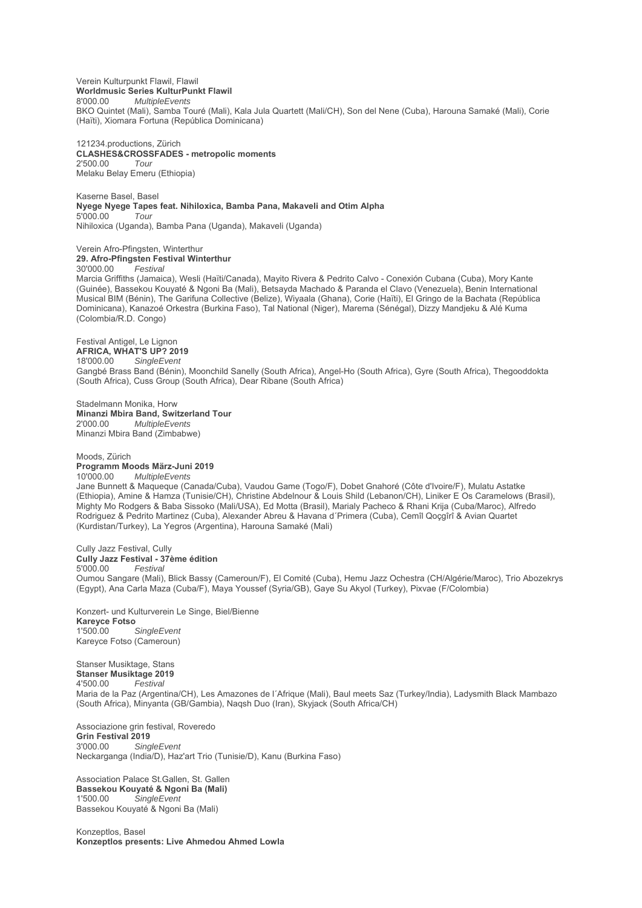Verein Kulturpunkt Flawil, Flawil
**Worldmusic Series KulturPunkt Flawil**
8'000.00 *MultipleEvents*
BKO Quintet (Mali), Samba Touré (Mali), Kala Jula Quartett (Mali/CH), Son del Nene (Cuba), Harouna Samaké (Mali), Corie (Haïti), Xiomara Fortuna (República Dominicana)

121234.productions, Zürich
**CLASHES&CROSSFADES - metropolic moments**
2'500.00 *Tour*
Melaku Belay Emeru (Ethiopia)

Kaserne Basel, Basel
**Nyege Nyege Tapes feat. Nihiloxica, Bamba Pana, Makaveli and Otim Alpha**
5'000.00 *Tour*
Nihiloxica (Uganda), Bamba Pana (Uganda), Makaveli (Uganda)

Verein Afro-Pfingsten, Winterthur
**29. Afro-Pfingsten Festival Winterthur**
30'000.00 *Festival*
Marcia Griffiths (Jamaica), Wesli (Haïti/Canada), Mayito Rivera & Pedrito Calvo - Conexión Cubana (Cuba), Mory Kante (Guinée), Bassekou Kouyaté & Ngoni Ba (Mali), Betsayda Machado & Paranda el Clavo (Venezuela), Benin International Musical BIM (Bénin), The Garifuna Collective (Belize), Wiyaala (Ghana), Corie (Haïti), El Gringo de la Bachata (República Dominicana), Kanazoé Orkestra (Burkina Faso), Tal National (Niger), Marema (Sénégal), Dizzy Mandjeku & Alé Kuma (Colombia/R.D. Congo)

Festival Antigel, Le Lignon
**AFRICA, WHAT'S UP? 2019**
18'000.00 *SingleEvent*
Gangbé Brass Band (Bénin), Moonchild Sanelly (South Africa), Angel-Ho (South Africa), Gyre (South Africa), Thegooddokta (South Africa), Cuss Group (South Africa), Dear Ribane (South Africa)

Stadelmann Monika, Horw
**Minanzi Mbira Band, Switzerland Tour**
2'000.00 *MultipleEvents*
Minanzi Mbira Band (Zimbabwe)

Moods, Zürich
**Programm Moods März-Juni 2019**
10'000.00 *MultipleEvents*
Jane Bunnett & Maqueque (Canada/Cuba), Vaudou Game (Togo/F), Dobet Gnahoré (Côte d'Ivoire/F), Mulatu Astatke (Ethiopia), Amine & Hamza (Tunisie/CH), Christine Abdelnour & Louis Shild (Lebanon/CH), Liniker E Os Caramelows (Brasil), Mighty Mo Rodgers & Baba Sissoko (Mali/USA), Ed Motta (Brasil), Marialy Pacheco & Rhani Krija (Cuba/Maroc), Alfredo Rodriguez & Pedrito Martinez (Cuba), Alexander Abreu & Havana d´Primera (Cuba), Cemîl Qoçgîrî & Avian Quartet (Kurdistan/Turkey), La Yegros (Argentina), Harouna Samaké (Mali)

Cully Jazz Festival, Cully
**Cully Jazz Festival - 37ème édition**
5'000.00 *Festival*
Oumou Sangare (Mali), Blick Bassy (Cameroun/F), El Comité (Cuba), Hemu Jazz Ochestra (CH/Algérie/Maroc), Trio Abozekrys (Egypt), Ana Carla Maza (Cuba/F), Maya Youssef (Syria/GB), Gaye Su Akyol (Turkey), Pixvae (F/Colombia)

Konzert- und Kulturverein Le Singe, Biel/Bienne
**Kareyce Fotso**
1'500.00 *SingleEvent*
Kareyce Fotso (Cameroun)

Stanser Musiktage, Stans
**Stanser Musiktage 2019**
4'500.00 *Festival*
Maria de la Paz (Argentina/CH), Les Amazones de l´Afrique (Mali), Baul meets Saz (Turkey/India), Ladysmith Black Mambazo (South Africa), Minyanta (GB/Gambia), Naqsh Duo (Iran), Skyjack (South Africa/CH)

Associazione grin festival, Roveredo
**Grin Festival 2019**
3'000.00 *SingleEvent*
Neckarganga (India/D), Haz'art Trio (Tunisie/D), Kanu (Burkina Faso)

Association Palace St.Gallen, St. Gallen
**Bassekou Kouyaté & Ngoni Ba (Mali)**
1'500.00 *SingleEvent*
Bassekou Kouyaté & Ngoni Ba (Mali)

Konzeptlos, Basel
**Konzeptlos presents: Live Ahmedou Ahmed Lowla**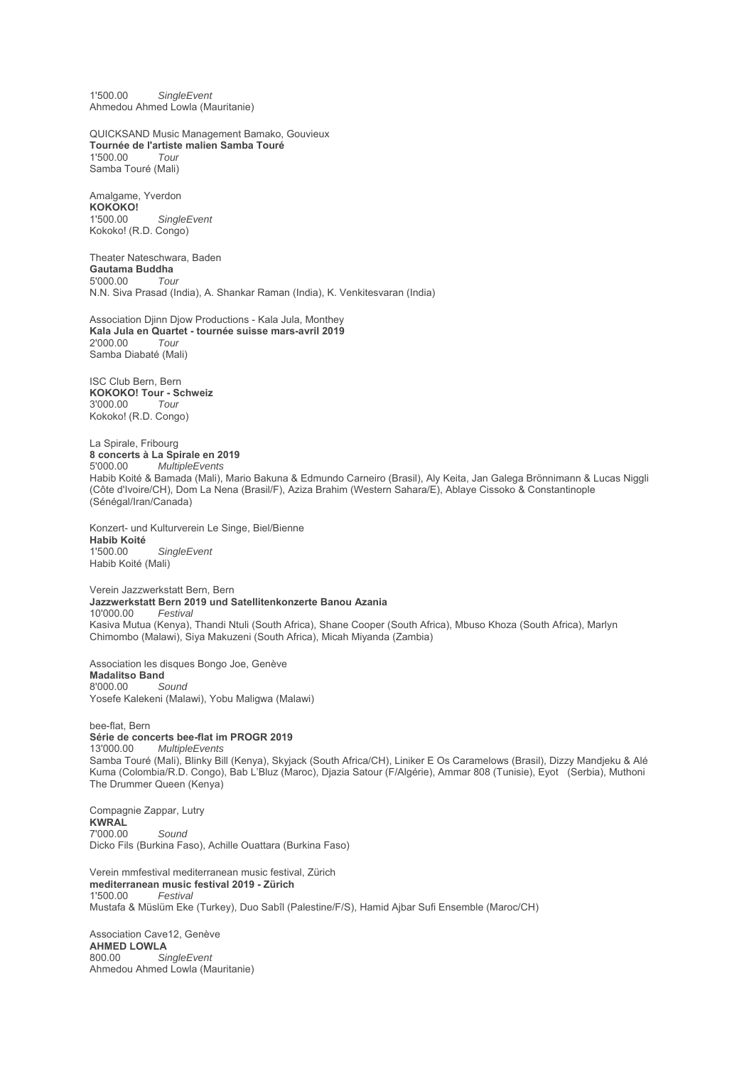1'500.00 *SingleEvent*
Ahmedou Ahmed Lowla (Mauritanie)

QUICKSAND Music Management Bamako, Gouvieux
**Tournée de l'artiste malien Samba Touré**
1'500.00 *Tour*
Samba Touré (Mali)

Amalgame, Yverdon
**KOKOKO!**
1'500.00 *SingleEvent*
Kokoko! (R.D. Congo)

Theater Nateschwara, Baden
**Gautama Buddha**
5'000.00 *Tour*
N.N. Siva Prasad (India), A. Shankar Raman (India), K. Venkitesvaran (India)

Association Djinn Djow Productions - Kala Jula, Monthey
**Kala Jula en Quartet - tournée suisse mars-avril 2019**
2'000.00 *Tour*
Samba Diabaté (Mali)

ISC Club Bern, Bern
**KOKOKO! Tour - Schweiz**
3'000.00 *Tour*
Kokoko! (R.D. Congo)

La Spirale, Fribourg
**8 concerts à La Spirale en 2019**
5'000.00 *MultipleEvents*
Habib Koité & Bamada (Mali), Mario Bakuna & Edmundo Carneiro (Brasil), Aly Keita, Jan Galega Brönnimann & Lucas Niggli (Côte d'Ivoire/CH), Dom La Nena (Brasil/F), Aziza Brahim (Western Sahara/E), Ablaye Cissoko & Constantinople (Sénégal/Iran/Canada)

Konzert- und Kulturverein Le Singe, Biel/Bienne
**Habib Koité**
1'500.00 *SingleEvent*
Habib Koité (Mali)

Verein Jazzwerkstatt Bern, Bern
**Jazzwerkstatt Bern 2019 und Satellitenkonzerte Banou Azania**
10'000.00 *Festival*
Kasiva Mutua (Kenya), Thandi Ntuli (South Africa), Shane Cooper (South Africa), Mbuso Khoza (South Africa), Marlyn Chimombo (Malawi), Siya Makuzeni (South Africa), Micah Miyanda (Zambia)

Association les disques Bongo Joe, Genève
**Madalitso Band**
8'000.00 *Sound*
Yosefe Kalekeni (Malawi), Yobu Maligwa (Malawi)

bee-flat, Bern
**Série de concerts bee-flat im PROGR 2019**
13'000.00 *MultipleEvents*
Samba Touré (Mali), Blinky Bill (Kenya), Skyjack (South Africa/CH), Liniker E Os Caramelows (Brasil), Dizzy Mandjeku & Alé Kuma (Colombia/R.D. Congo), Bab L'Bluz (Maroc), Djazia Satour (F/Algérie), Ammar 808 (Tunisie), Eyot (Serbia), Muthoni The Drummer Queen (Kenya)

Compagnie Zappar, Lutry
**KWRAL**
7'000.00 *Sound*
Dicko Fils (Burkina Faso), Achille Ouattara (Burkina Faso)

Verein mmfestival mediterranean music festival, Zürich
**mediterranean music festival 2019 - Zürich**
1'500.00 *Festival*
Mustafa & Müslüm Eke (Turkey), Duo Sabîl (Palestine/F/S), Hamid Ajbar Sufi Ensemble (Maroc/CH)

Association Cave12, Genève
**AHMED LOWLA**
800.00 *SingleEvent*
Ahmedou Ahmed Lowla (Mauritanie)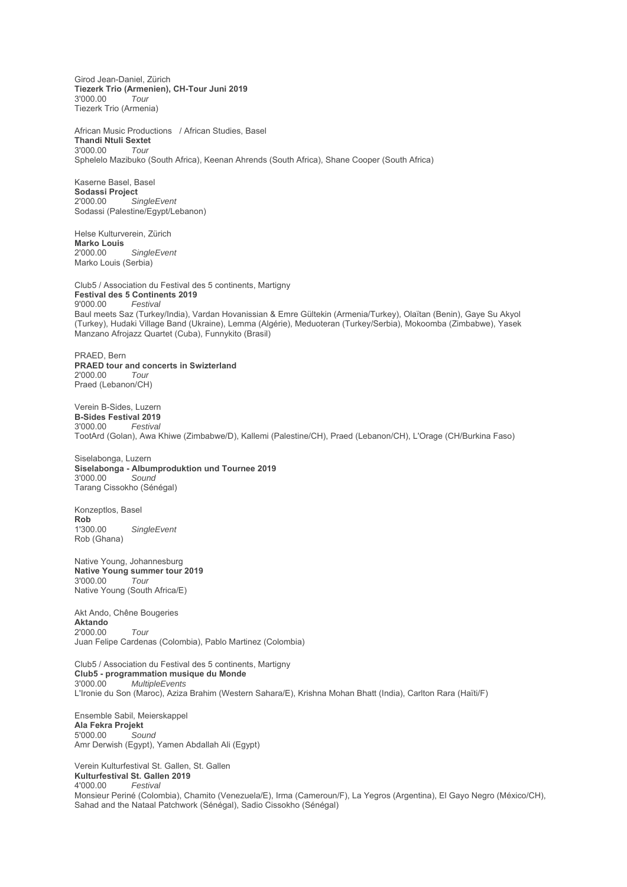Girod Jean-Daniel, Zürich
**Tiezerk Trio (Armenien), CH-Tour Juni 2019**
3'000.00 *Tour*
Tiezerk Trio (Armenia)

African Music Productions / African Studies, Basel
**Thandi Ntuli Sextet**
3'000.00 *Tour*
Sphelelo Mazibuko (South Africa), Keenan Ahrends (South Africa), Shane Cooper (South Africa)

Kaserne Basel, Basel
**Sodassi Project**
2'000.00 *SingleEvent*
Sodassi (Palestine/Egypt/Lebanon)

Helse Kulturverein, Zürich
**Marko Louis**
2'000.00 *SingleEvent*
Marko Louis (Serbia)

Club5 / Association du Festival des 5 continents, Martigny
**Festival des 5 Continents 2019**
9'000.00 *Festival*
Baul meets Saz (Turkey/India), Vardan Hovanissian & Emre Gültekin (Armenia/Turkey), Olaïtan (Benin), Gaye Su Akyol (Turkey), Hudaki Village Band (Ukraine), Lemma (Algérie), Meduoteran (Turkey/Serbia), Mokoomba (Zimbabwe), Yasek Manzano Afrojazz Quartet (Cuba), Funnykito (Brasil)

PRAED, Bern
**PRAED tour and concerts in Swizterland**
2'000.00 *Tour*
Praed (Lebanon/CH)

Verein B-Sides, Luzern
**B-Sides Festival 2019**
3'000.00 *Festival*
TootArd (Golan), Awa Khiwe (Zimbabwe/D), Kallemi (Palestine/CH), Praed (Lebanon/CH), L'Orage (CH/Burkina Faso)

Siselabonga, Luzern
**Siselabonga - Albumproduktion und Tournee 2019**
3'000.00 *Sound*
Tarang Cissokho (Sénégal)

Konzeptlos, Basel
**Rob**
1'300.00 *SingleEvent*
Rob (Ghana)

Native Young, Johannesburg
**Native Young summer tour 2019**
3'000.00 *Tour*
Native Young (South Africa/E)

Akt Ando, Chêne Bougeries
**Aktando**
2'000.00 *Tour*
Juan Felipe Cardenas (Colombia), Pablo Martinez (Colombia)

Club5 / Association du Festival des 5 continents, Martigny
**Club5 - programmation musique du Monde**
3'000.00 *MultipleEvents*
L'Ironie du Son (Maroc), Aziza Brahim (Western Sahara/E), Krishna Mohan Bhatt (India), Carlton Rara (Haïti/F)

Ensemble Sabil, Meierskappel
**Ala Fekra Projekt**
5'000.00 *Sound*
Amr Derwish (Egypt), Yamen Abdallah Ali (Egypt)

Verein Kulturfestival St. Gallen, St. Gallen
**Kulturfestival St. Gallen 2019**
4'000.00 *Festival*
Monsieur Periné (Colombia), Chamito (Venezuela/E), Irma (Cameroun/F), La Yegros (Argentina), El Gayo Negro (México/CH), Sahad and the Nataal Patchwork (Sénégal), Sadio Cissokho (Sénégal)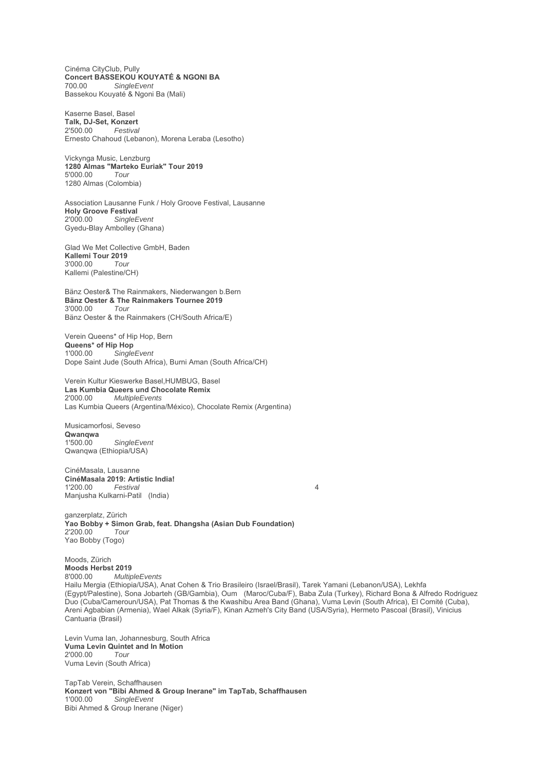Cinéma CityClub, Pully
**Concert BASSEKOU KOUYATÉ & NGONI BA**
700.00 *SingleEvent*
Bassekou Kouyaté & Ngoni Ba (Mali)

Kaserne Basel, Basel
**Talk, DJ-Set, Konzert**
2'500.00 *Festival*
Ernesto Chahoud (Lebanon), Morena Leraba (Lesotho)

Vickynga Music, Lenzburg
**1280 Almas "Marteko Euriak" Tour 2019**
5'000.00 *Tour*
1280 Almas (Colombia)

Association Lausanne Funk / Holy Groove Festival, Lausanne
**Holy Groove Festival**
2'000.00 *SingleEvent*
Gyedu-Blay Ambolley (Ghana)

Glad We Met Collective GmbH, Baden
**Kallemi Tour 2019**
3'000.00 *Tour*
Kallemi (Palestine/CH)

Bänz Oester& The Rainmakers, Niederwangen b.Bern
**Bänz Oester & The Rainmakers Tournee 2019**
3'000.00 *Tour*
Bänz Oester & the Rainmakers (CH/South Africa/E)

Verein Queens* of Hip Hop, Bern
**Queens* of Hip Hop**
1'000.00 *SingleEvent*
Dope Saint Jude (South Africa), Burni Aman (South Africa/CH)

Verein Kultur Kieswerke Basel,HUMBUG, Basel
**Las Kumbia Queers und Chocolate Remix**
2'000.00 *MultipleEvents*
Las Kumbia Queers (Argentina/México), Chocolate Remix (Argentina)

Musicamorfosi, Seveso
**Qwanqwa**
1'500.00 *SingleEvent*
Qwanqwa (Ethiopia/USA)

CinéMasala, Lausanne
**CinéMasala 2019: Artistic India!**
1'200.00 *Festival* 4
Manjusha Kulkarni-Patil (India)

ganzerplatz, Zürich
**Yao Bobby + Simon Grab, feat. Dhangsha (Asian Dub Foundation)**
2'200.00 *Tour*
Yao Bobby (Togo)

Moods, Zürich
**Moods Herbst 2019**
8'000.00 *MultipleEvents*
Hailu Mergia (Ethiopia/USA), Anat Cohen & Trio Brasileiro (Israel/Brasil), Tarek Yamani (Lebanon/USA), Lekhfa (Egypt/Palestine), Sona Jobarteh (GB/Gambia), Oum (Maroc/Cuba/F), Baba Zula (Turkey), Richard Bona & Alfredo Rodriguez Duo (Cuba/Cameroun/USA), Pat Thomas & the Kwashibu Area Band (Ghana), Vuma Levin (South Africa), El Comité (Cuba), Areni Agbabian (Armenia), Wael Alkak (Syria/F), Kinan Azmeh's City Band (USA/Syria), Hermeto Pascoal (Brasil), Vinicius Cantuaria (Brasil)

Levin Vuma Ian, Johannesburg, South Africa
**Vuma Levin Quintet and In Motion**
2'000.00 *Tour*
Vuma Levin (South Africa)

TapTab Verein, Schaffhausen
**Konzert von "Bibi Ahmed & Group Inerane" im TapTab, Schaffhausen**
1'000.00 *SingleEvent*
Bibi Ahmed & Group Inerane (Niger)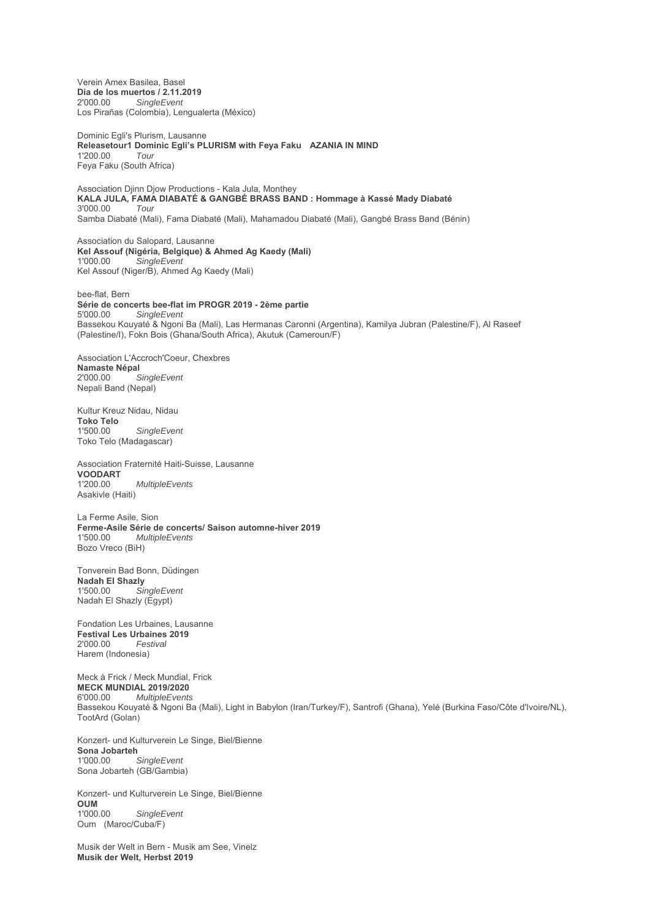Verein Amex Basilea, Basel
**Dia de los muertos / 2.11.2019**
2'000.00 *SingleEvent*
Los Pirañas (Colombia), Lengualerta (México)

Dominic Egli's Plurism, Lausanne
**Releasetour1 Dominic Egli's PLURISM with Feya Faku AZANIA IN MIND**
1'200.00 *Tour*
Feya Faku (South Africa)

Association Djinn Djow Productions - Kala Jula, Monthey
**KALA JULA, FAMA DIABATÉ & GANGBÉ BRASS BAND : Hommage à Kassé Mady Diabaté**
3'000.00 *Tour*
Samba Diabaté (Mali), Fama Diabaté (Mali), Mahamadou Diabaté (Mali), Gangbé Brass Band (Bénin)

Association du Salopard, Lausanne
**Kel Assouf (Nigéria, Belgique) & Ahmed Ag Kaedy (Mali)**
1'000.00 *SingleEvent*
Kel Assouf (Niger/B), Ahmed Ag Kaedy (Mali)

bee-flat, Bern
**Série de concerts bee-flat im PROGR 2019 - 2ème partie**
5'000.00 *SingleEvent*
Bassekou Kouyaté & Ngoni Ba (Mali), Las Hermanas Caronni (Argentina), Kamilya Jubran (Palestine/F), Al Raseef (Palestine/I), Fokn Bois (Ghana/South Africa), Akutuk (Cameroun/F)

Association L'Accroch'Coeur, Chexbres
**Namaste Népal**
2'000.00 *SingleEvent*
Nepali Band (Nepal)

Kultur Kreuz Nidau, Nidau
**Toko Telo**
1'500.00 *SingleEvent*
Toko Telo (Madagascar)

Association Fraternité Haiti-Suisse, Lausanne
**VOODART**
1'200.00 *MultipleEvents*
Asakivle (Haiti)

La Ferme Asile, Sion
**Ferme-Asile Série de concerts/ Saison automne-hiver 2019**
1'500.00 *MultipleEvents*
Bozo Vreco (BiH)

Tonverein Bad Bonn, Düdingen
**Nadah El Shazly**
1'500.00 *SingleEvent*
Nadah El Shazly (Egypt)

Fondation Les Urbaines, Lausanne
**Festival Les Urbaines 2019**
2'000.00 *Festival*
Harem (Indonesia)

Meck à Frick / Meck Mundial, Frick
**MECK MUNDIAL 2019/2020**
6'000.00 *MultipleEvents*
Bassekou Kouyaté & Ngoni Ba (Mali), Light in Babylon (Iran/Turkey/F), Santrofi (Ghana), Yelé (Burkina Faso/Côte d'Ivoire/NL), TootArd (Golan)

Konzert- und Kulturverein Le Singe, Biel/Bienne
**Sona Jobarteh**
1'000.00 *SingleEvent*
Sona Jobarteh (GB/Gambia)

Konzert- und Kulturverein Le Singe, Biel/Bienne
**OUM**
1'000.00 *SingleEvent*
Oum (Maroc/Cuba/F)

Musik der Welt in Bern - Musik am See, Vinelz
**Musik der Welt, Herbst 2019**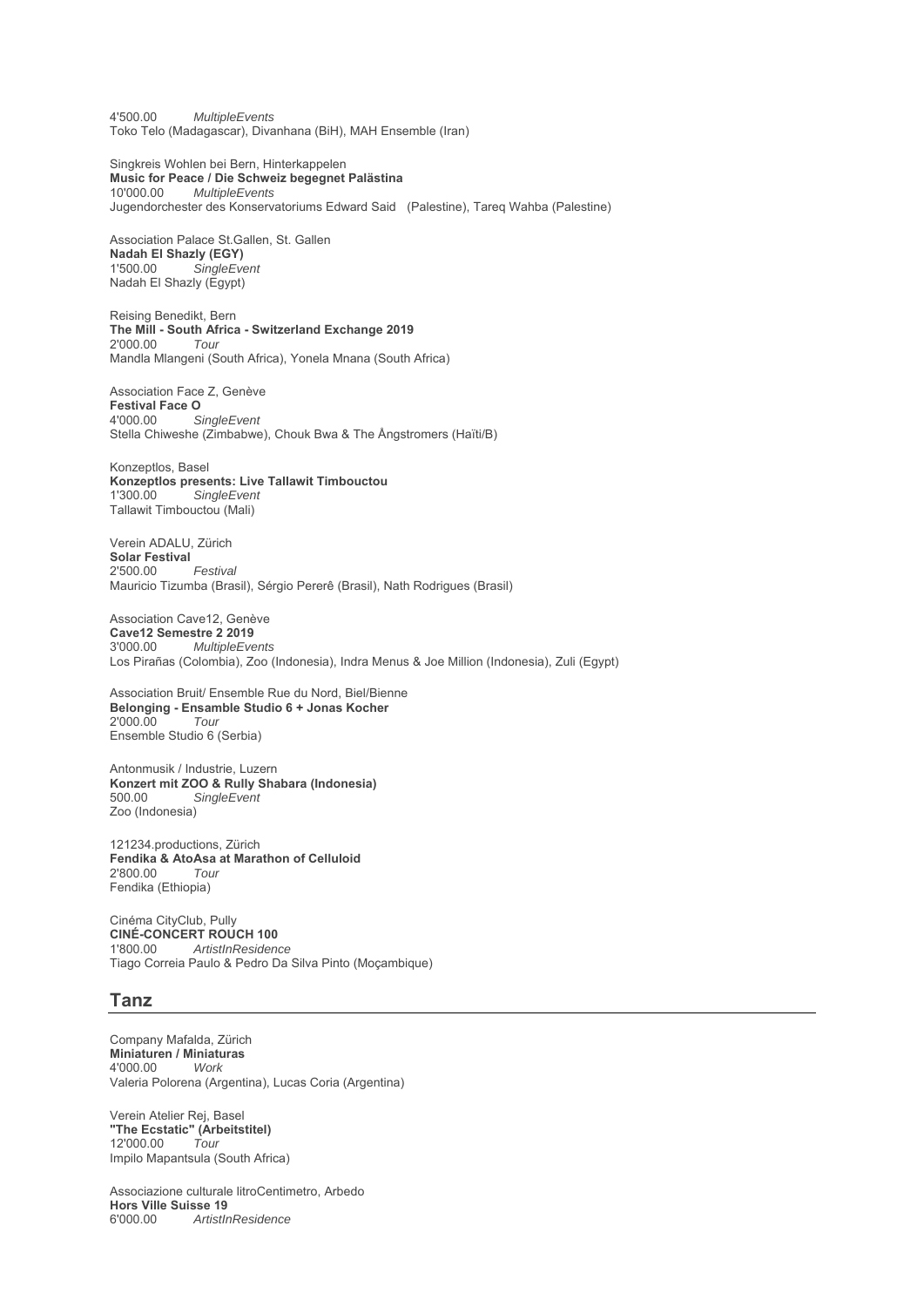4'500.00 *MultipleEvents*
Toko Telo (Madagascar), Divanhana (BiH), MAH Ensemble (Iran)

Singkreis Wohlen bei Bern, Hinterkappelen
**Music for Peace / Die Schweiz begegnet Palästina**
10'000.00 *MultipleEvents*
Jugendorchester des Konservatoriums Edward Said (Palestine), Tareq Wahba (Palestine)

Association Palace St.Gallen, St. Gallen
**Nadah El Shazly (EGY)**
1'500.00 *SingleEvent*
Nadah El Shazly (Egypt)

Reising Benedikt, Bern
**The Mill - South Africa - Switzerland Exchange 2019**
2'000.00 *Tour*
Mandla Mlangeni (South Africa), Yonela Mnana (South Africa)

Association Face Z, Genève
**Festival Face O**
4'000.00 *SingleEvent*
Stella Chiweshe (Zimbabwe), Chouk Bwa & The Ångstromers (Haïti/B)

Konzeptlos, Basel
**Konzeptlos presents: Live Tallawit Timbouctou**
1'300.00 *SingleEvent*
Tallawit Timbouctou (Mali)

Verein ADALU, Zürich
**Solar Festival**
2'500.00 *Festival*
Mauricio Tizumba (Brasil), Sérgio Pererê (Brasil), Nath Rodrigues (Brasil)

Association Cave12, Genève
**Cave12 Semestre 2 2019**
3'000.00 *MultipleEvents*
Los Pirañas (Colombia), Zoo (Indonesia), Indra Menus & Joe Million (Indonesia), Zuli (Egypt)

Association Bruit/ Ensemble Rue du Nord, Biel/Bienne
**Belonging - Ensamble Studio 6 + Jonas Kocher**
2'000.00 *Tour*
Ensemble Studio 6 (Serbia)

Antonmusik / Industrie, Luzern
**Konzert mit ZOO & Rully Shabara (Indonesia)**
500.00 *SingleEvent*
Zoo (Indonesia)

121234.productions, Zürich
**Fendika & AtoAsa at Marathon of Celluloid**
2'800.00 *Tour*
Fendika (Ethiopia)

Cinéma CityClub, Pully
**CINÉ-CONCERT ROUCH 100**
1'800.00 *ArtistInResidence*
Tiago Correia Paulo & Pedro Da Silva Pinto (Moçambique)

## Tanz

Company Mafalda, Zürich
**Miniaturen / Miniaturas**
4'000.00 *Work*
Valeria Polorena (Argentina), Lucas Coria (Argentina)

Verein Atelier Rej, Basel
**"The Ecstatic" (Arbeitstitel)**
12'000.00 *Tour*
Impilo Mapantsula (South Africa)

Associazione culturale litroCentimetro, Arbedo
**Hors Ville Suisse 19**
6'000.00 *ArtistInResidence*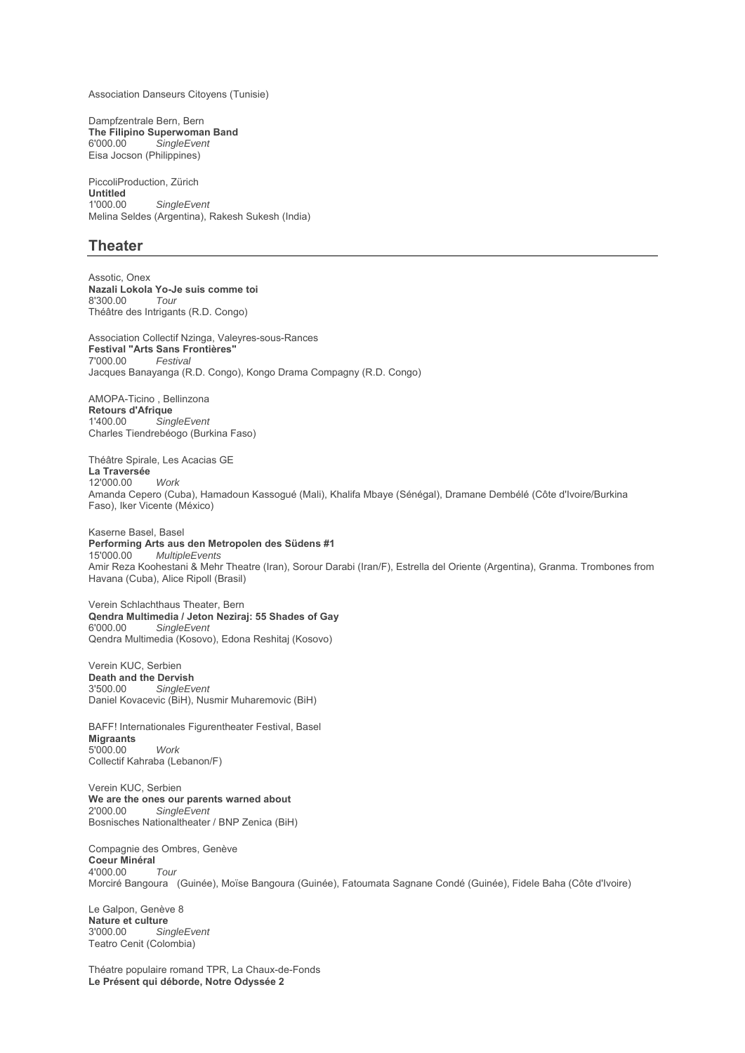Association Danseurs Citoyens (Tunisie)

Dampfzentrale Bern, Bern
**The Filipino Superwoman Band**
6'000.00 *SingleEvent*
Eisa Jocson (Philippines)

PiccoliProduction, Zürich
**Untitled**
1'000.00 *SingleEvent*
Melina Seldes (Argentina), Rakesh Sukesh (India)

## Theater

Assotic, Onex
**Nazali Lokola Yo-Je suis comme toi**
8'300.00 *Tour*
Théâtre des Intrigants (R.D. Congo)

Association Collectif Nzinga, Valeyres-sous-Rances
**Festival "Arts Sans Frontières"**
7'000.00 *Festival*
Jacques Banayanga (R.D. Congo), Kongo Drama Compagny (R.D. Congo)

AMOPA-Ticino , Bellinzona
**Retours d'Afrique**
1'400.00 *SingleEvent*
Charles Tiendrebéogo (Burkina Faso)

Théâtre Spirale, Les Acacias GE
**La Traversée**
12'000.00 *Work*
Amanda Cepero (Cuba), Hamadoun Kassogué (Mali), Khalifa Mbaye (Sénégal), Dramane Dembélé (Côte d'Ivoire/Burkina Faso), Iker Vicente (México)

Kaserne Basel, Basel
**Performing Arts aus den Metropolen des Südens #1**
15'000.00 *MultipleEvents*
Amir Reza Koohestani & Mehr Theatre (Iran), Sorour Darabi (Iran/F), Estrella del Oriente (Argentina), Granma. Trombones from Havana (Cuba), Alice Ripoll (Brasil)

Verein Schlachthaus Theater, Bern
**Qendra Multimedia / Jeton Neziraj: 55 Shades of Gay**
6'000.00 *SingleEvent*
Qendra Multimedia (Kosovo), Edona Reshitaj (Kosovo)

Verein KUC, Serbien
**Death and the Dervish**
3'500.00 *SingleEvent*
Daniel Kovacevic (BiH), Nusmir Muharemovic (BiH)

BAFF! Internationales Figurentheater Festival, Basel
**Migraants**
5'000.00 *Work*
Collectif Kahraba (Lebanon/F)

Verein KUC, Serbien
**We are the ones our parents warned about**
2'000.00 *SingleEvent*
Bosnisches Nationaltheater / BNP Zenica (BiH)

Compagnie des Ombres, Genève
**Coeur Minéral**
4'000.00 *Tour*
Morciré Bangoura (Guinée), Moïse Bangoura (Guinée), Fatoumata Sagnane Condé (Guinée), Fidele Baha (Côte d'Ivoire)

Le Galpon, Genève 8
**Nature et culture**
3'000.00 *SingleEvent*
Teatro Cenit (Colombia)

Théatre populaire romand TPR, La Chaux-de-Fonds
**Le Présent qui déborde, Notre Odyssée 2**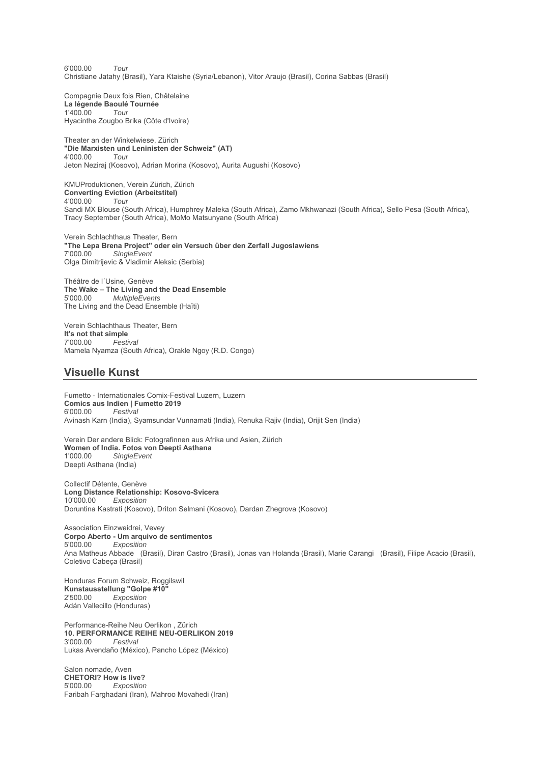6'000.00 *Tour*
Christiane Jatahy (Brasil), Yara Ktaishe (Syria/Lebanon), Vitor Araujo (Brasil), Corina Sabbas (Brasil)

Compagnie Deux fois Rien, Châtelaine
**La légende Baoulé Tournée**
1'400.00 *Tour*
Hyacinthe Zougbo Brika (Côte d'Ivoire)

Theater an der Winkelwiese, Zürich
**"Die Marxisten und Leninisten der Schweiz" (AT)**
4'000.00 *Tour*
Jeton Neziraj (Kosovo), Adrian Morina (Kosovo), Aurita Augushi (Kosovo)

KMUProduktionen, Verein Zürich, Zürich
**Converting Eviction (Arbeitstitel)**
4'000.00 *Tour*
Sandi MX Blouse (South Africa), Humphrey Maleka (South Africa), Zamo Mkhwanazi (South Africa), Sello Pesa (South Africa), Tracy September (South Africa), MoMo Matsunyane (South Africa)

Verein Schlachthaus Theater, Bern
**"The Lepa Brena Project" oder ein Versuch über den Zerfall Jugoslawiens**
7'000.00 *SingleEvent*
Olga Dimitrijevic & Vladimir Aleksic (Serbia)

Théâtre de l´Usine, Genève
**The Wake – The Living and the Dead Ensemble**
5'000.00 *MultipleEvents*
The Living and the Dead Ensemble (Haïti)

Verein Schlachthaus Theater, Bern
**It's not that simple**
7'000.00 *Festival*
Mamela Nyamza (South Africa), Orakle Ngoy (R.D. Congo)

## Visuelle Kunst

Fumetto - Internationales Comix-Festival Luzern, Luzern
**Comics aus Indien | Fumetto 2019**
6'000.00 *Festival*
Avinash Karn (India), Syamsundar Vunnamati (India), Renuka Rajiv (India), Orijit Sen (India)

Verein Der andere Blick: Fotografinnen aus Afrika und Asien, Zürich
**Women of India. Fotos von Deepti Asthana**
1'000.00 *SingleEvent*
Deepti Asthana (India)

Collectif Détente, Genève
**Long Distance Relationship: Kosovo-Svicera**
10'000.00 *Exposition*
Doruntina Kastrati (Kosovo), Driton Selmani (Kosovo), Dardan Zhegrova (Kosovo)

Association Einzweidrei, Vevey
**Corpo Aberto - Um arquivo de sentimentos**
5'000.00 *Exposition*
Ana Matheus Abbade (Brasil), Diran Castro (Brasil), Jonas van Holanda (Brasil), Marie Carangi (Brasil), Filipe Acacio (Brasil), Coletivo Cabeça (Brasil)

Honduras Forum Schweiz, Roggilswil
**Kunstausstellung "Golpe #10"**
2'500.00 *Exposition*
Adán Vallecillo (Honduras)

Performance-Reihe Neu Oerlikon , Zürich
**10. PERFORMANCE REIHE NEU-OERLIKON 2019**
3'000.00 *Festival*
Lukas Avendaño (México), Pancho López (México)

Salon nomade, Aven
**CHETORI? How is live?**
5'000.00 *Exposition*
Faribah Farghadani (Iran), Mahroo Movahedi (Iran)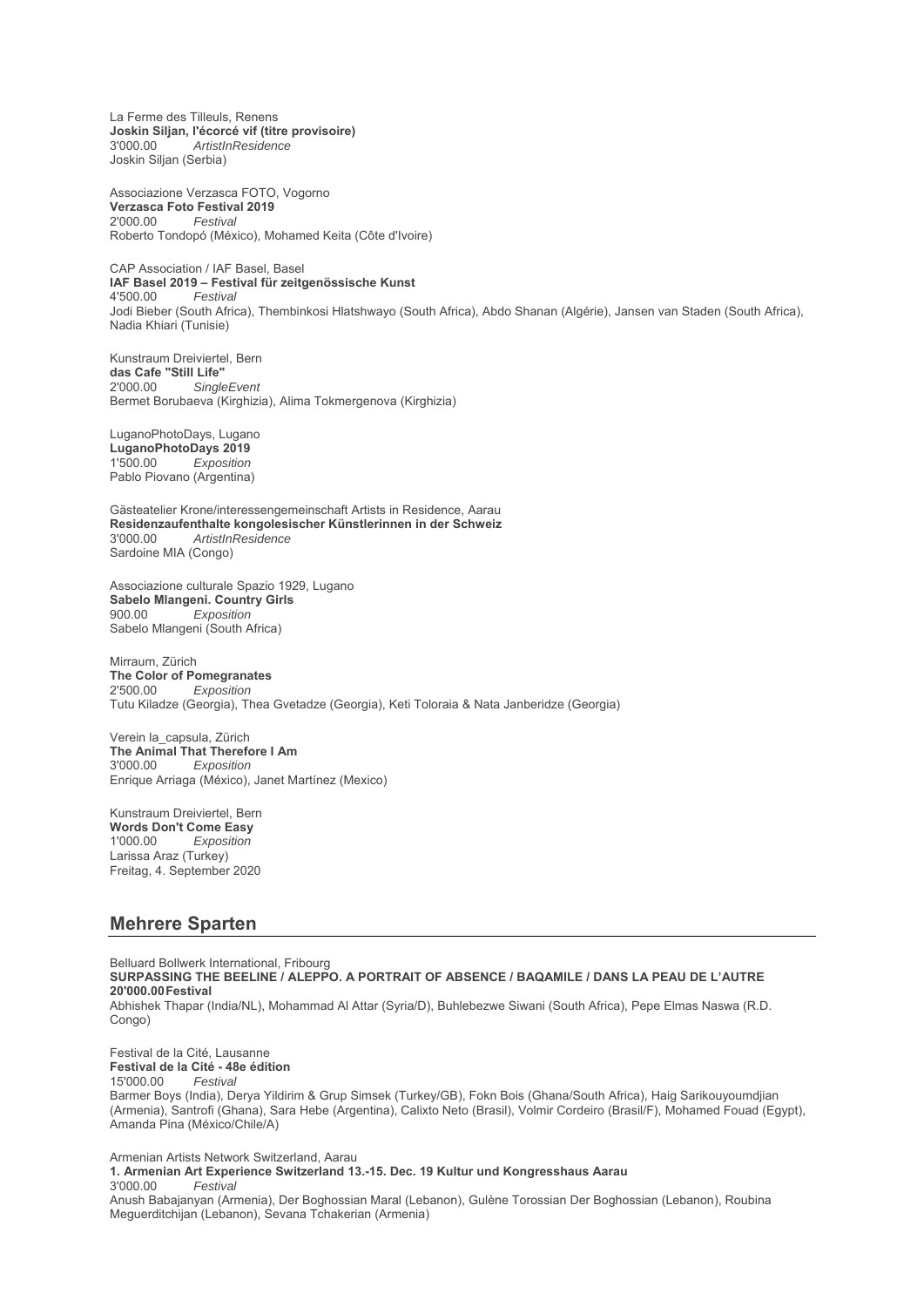La Ferme des Tilleuls, Renens
**Joskin Siljan, l'écorcé vif (titre provisoire)**
3'000.00 *ArtistInResidence*
Joskin Siljan (Serbia)

Associazione Verzasca FOTO, Vogorno
**Verzasca Foto Festival 2019**
2'000.00 *Festival*
Roberto Tondopó (México), Mohamed Keita (Côte d'Ivoire)

CAP Association / IAF Basel, Basel
**IAF Basel 2019 – Festival für zeitgenössische Kunst**
4'500.00 *Festival*
Jodi Bieber (South Africa), Thembinkosi Hlatshwayo (South Africa), Abdo Shanan (Algérie), Jansen van Staden (South Africa), Nadia Khiari (Tunisie)

Kunstraum Dreiviertel, Bern
**das Cafe "Still Life"**
2'000.00 *SingleEvent*
Bermet Borubaeva (Kirghizia), Alima Tokmergenova (Kirghizia)

LuganoPhotoDays, Lugano
**LuganoPhotoDays 2019**
1'500.00 *Exposition*
Pablo Piovano (Argentina)

Gästeatelier Krone/interessengemeinschaft Artists in Residence, Aarau
**Residenzaufenthalte kongolesischer Künstlerinnen in der Schweiz**
3'000.00 *ArtistInResidence*
Sardoine MIA (Congo)

Associazione culturale Spazio 1929, Lugano
**Sabelo Mlangeni. Country Girls**
900.00 *Exposition*
Sabelo Mlangeni (South Africa)

Mirraum, Zürich
**The Color of Pomegranates**
2'500.00 *Exposition*
Tutu Kiladze (Georgia), Thea Gvetadze (Georgia), Keti Toloraia & Nata Janberidze (Georgia)

Verein la_capsula, Zürich
**The Animal That Therefore I Am**
3'000.00 *Exposition*
Enrique Arriaga (México), Janet Martínez (Mexico)

Kunstraum Dreiviertel, Bern
**Words Don't Come Easy**
1'000.00 *Exposition*
Larissa Araz (Turkey)
Freitag, 4. September 2020

## Mehrere Sparten

Belluard Bollwerk International, Fribourg
**SURPASSING THE BEELINE / ALEPPO. A PORTRAIT OF ABSENCE / BAQAMILE / DANS LA PEAU DE L'AUTRE**
**20'000.00 Festival**
Abhishek Thapar (India/NL), Mohammad Al Attar (Syria/D), Buhlebezwe Siwani (South Africa), Pepe Elmas Naswa (R.D. Congo)

Festival de la Cité, Lausanne
**Festival de la Cité - 48e édition**
15'000.00 *Festival*
Barmer Boys (India), Derya Yildirim & Grup Simsek (Turkey/GB), Fokn Bois (Ghana/South Africa), Haig Sarikouyoumdjian (Armenia), Santrofi (Ghana), Sara Hebe (Argentina), Calixto Neto (Brasil), Volmir Cordeiro (Brasil/F), Mohamed Fouad (Egypt), Amanda Pina (México/Chile/A)

Armenian Artists Network Switzerland, Aarau
**1. Armenian Art Experience Switzerland 13.-15. Dec. 19 Kultur und Kongresshaus Aarau**
3'000.00 *Festival*
Anush Babajanyan (Armenia), Der Boghossian Maral (Lebanon), Gulène Torossian Der Boghossian (Lebanon), Roubina Meguerditchijan (Lebanon), Sevana Tchakerian (Armenia)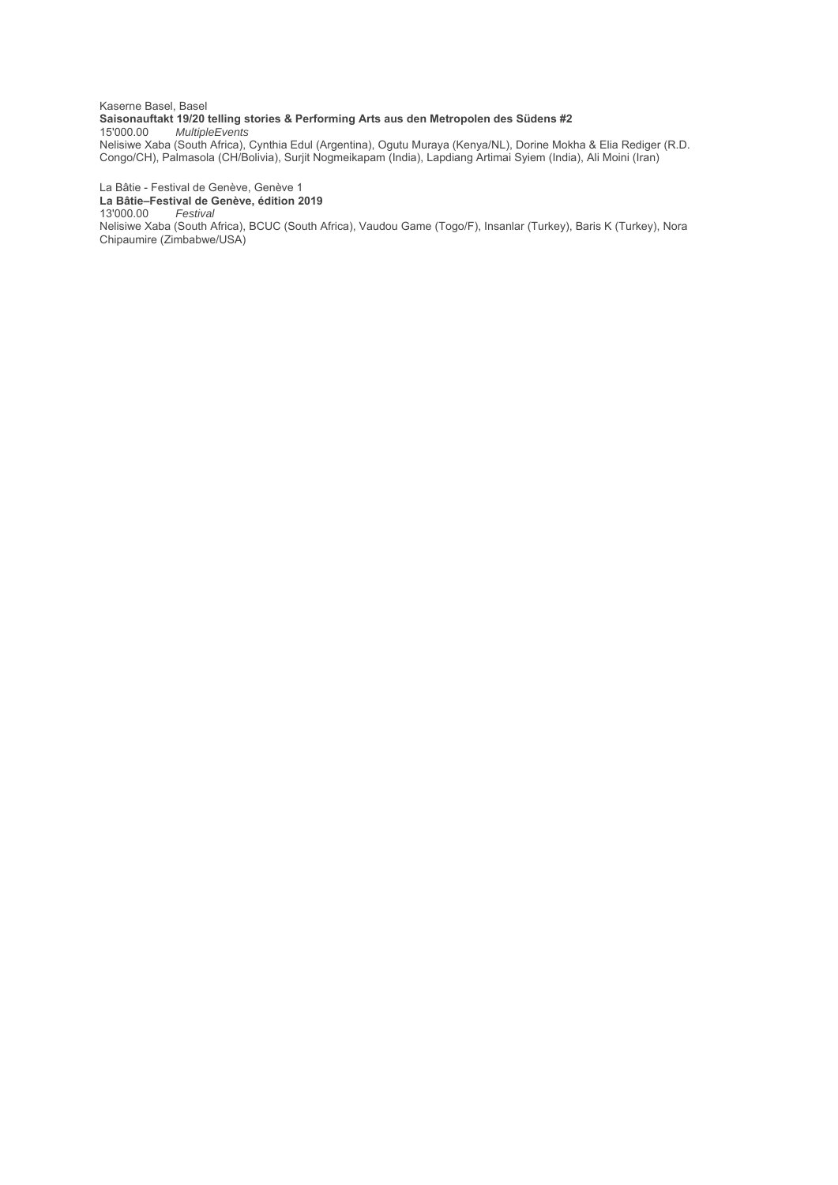Kaserne Basel, Basel

**Saisonauftakt 19/20 telling stories & Performing Arts aus den Metropolen des Südens #2**

15'000.00 *MultipleEvents*

Nelisiwe Xaba (South Africa), Cynthia Edul (Argentina), Ogutu Muraya (Kenya/NL), Dorine Mokha & Elia Rediger (R.D. Congo/CH), Palmasola (CH/Bolivia), Surjit Nogmeikapam (India), Lapdiang Artimai Syiem (India), Ali Moini (Iran)

La Bâtie - Festival de Genève, Genève 1

**La Bâtie–Festival de Genève, édition 2019**

13'000.00 *Festival*

Nelisiwe Xaba (South Africa), BCUC (South Africa), Vaudou Game (Togo/F), Insanlar (Turkey), Baris K (Turkey), Nora Chipaumire (Zimbabwe/USA)